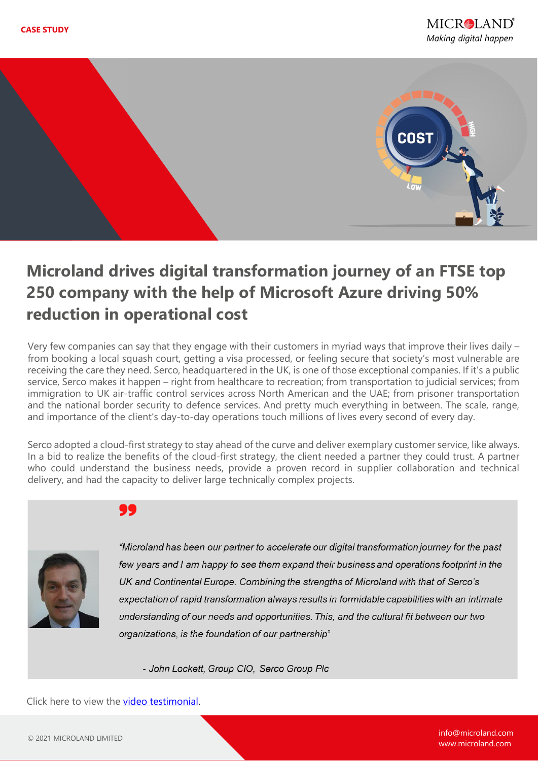CASE STUDY

# Microland drives digital transformation journey of an FTSE top 250 company with the help of Microsoft Azure driving 50% reduction in operational cost

Very few companies can say that they engage with their customers in myriad ways that improve their lives daily – from booking a local squash court, getting a visa processed, or feeling secure that society's most vulnerable are receiving the care they need. Serco, headquartered in the UK, is one of those exceptional companies. If it's a public service, Serco makes it happen – right from healthcare to recreation; from transportation to judicial services; from immigration to UK air-traffic control services across North American and the UAE; from prisoner transportation and the national border security to defence services. And pretty much everything in between. The scale, range, and importance of the client's day-to-day operations touch millions of lives every second of every day.

Serco adopted a cloud-first strategy to stay ahead of the curve and deliver exemplary customer service, like always. In a bid to realize the benefits of the cloud-first strategy, the client needed a partner they could trust. A partner who could understand the business needs, provide a proven record in supplier collaboration and technical delivery, and had the capacity to deliver large technically complex projects.

> *"Microland has been our partner to accelerate our digital transformation journey for the past few years and I am happy to see them expand their business and operations footprint in the UK and Continental Europe. Combining the strengths of Microland with that of Serco's expectation of rapid transformation always results in formidable capabilities with an intimate understanding of our needs and opportunities. This, and the cultural fit between our two organizations, is the foundation of our partnership"*
>
> *- John Lockett, Group CIO, Serco Group Plc*

Click here to view the video testimonial.

© 2021 MICROLAND LIMITED

info@microland.com
www.microland.com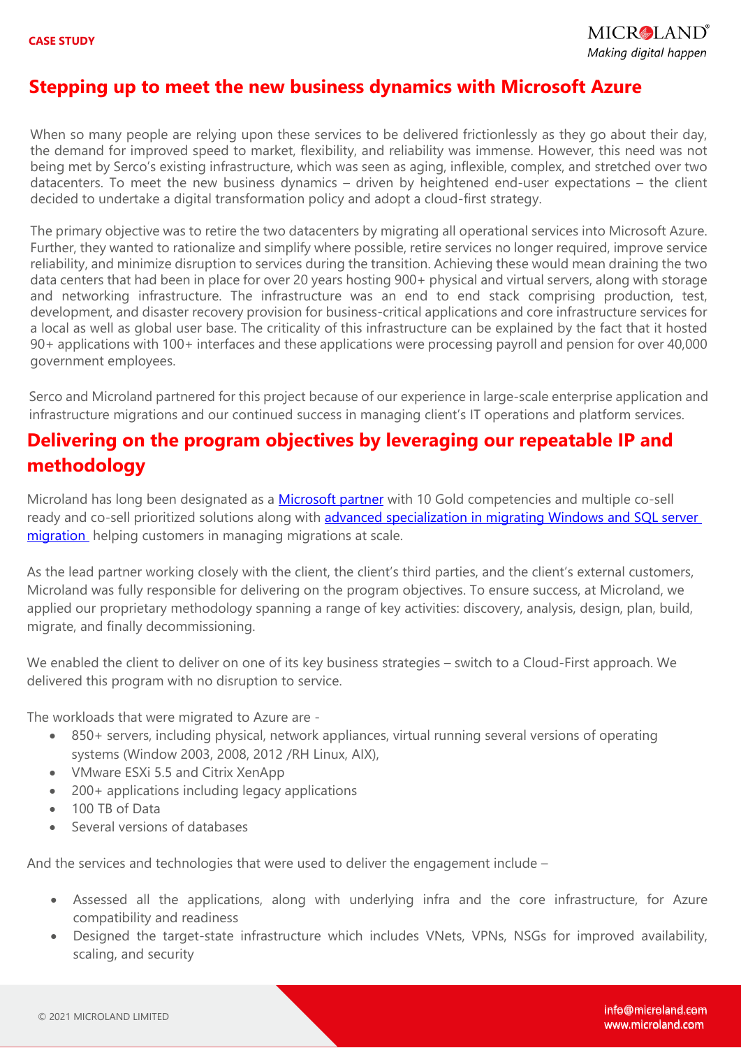## Stepping up to meet the new business dynamics with Microsoft Azure

When so many people are relying upon these services to be delivered frictionlessly as they go about their day, the demand for improved speed to market, flexibility, and reliability was immense. However, this need was not being met by Serco's existing infrastructure, which was seen as aging, inflexible, complex, and stretched over two datacenters. To meet the new business dynamics – driven by heightened end-user expectations – the client decided to undertake a digital transformation policy and adopt a cloud-first strategy.

The primary objective was to retire the two datacenters by migrating all operational services into Microsoft Azure. Further, they wanted to rationalize and simplify where possible, retire services no longer required, improve service reliability, and minimize disruption to services during the transition. Achieving these would mean draining the two data centers that had been in place for over 20 years hosting 900+ physical and virtual servers, along with storage and networking infrastructure. The infrastructure was an end to end stack comprising production, test, development, and disaster recovery provision for business-critical applications and core infrastructure services for a local as well as global user base. The criticality of this infrastructure can be explained by the fact that it hosted 90+ applications with 100+ interfaces and these applications were processing payroll and pension for over 40,000 government employees.

Serco and Microland partnered for this project because of our experience in large-scale enterprise application and infrastructure migrations and our continued success in managing client's IT operations and platform services.

## Delivering on the program objectives by leveraging our repeatable IP and methodology

Microland has long been designated as a Microsoft partner with 10 Gold competencies and multiple co-sell ready and co-sell prioritized solutions along with advanced specialization in migrating Windows and SQL server migration helping customers in managing migrations at scale.

As the lead partner working closely with the client, the client's third parties, and the client's external customers, Microland was fully responsible for delivering on the program objectives. To ensure success, at Microland, we applied our proprietary methodology spanning a range of key activities: discovery, analysis, design, plan, build, migrate, and finally decommissioning.

We enabled the client to deliver on one of its key business strategies – switch to a Cloud-First approach. We delivered this program with no disruption to service.

The workloads that were migrated to Azure are -

- 850+ servers, including physical, network appliances, virtual running several versions of operating systems (Window 2003, 2008, 2012 /RH Linux, AIX),
- VMware ESXi 5.5 and Citrix XenApp
- 200+ applications including legacy applications
- 100 TB of Data
- Several versions of databases

And the services and technologies that were used to deliver the engagement include –

- Assessed all the applications, along with underlying infra and the core infrastructure, for Azure compatibility and readiness
- Designed the target-state infrastructure which includes VNets, VPNs, NSGs for improved availability, scaling, and security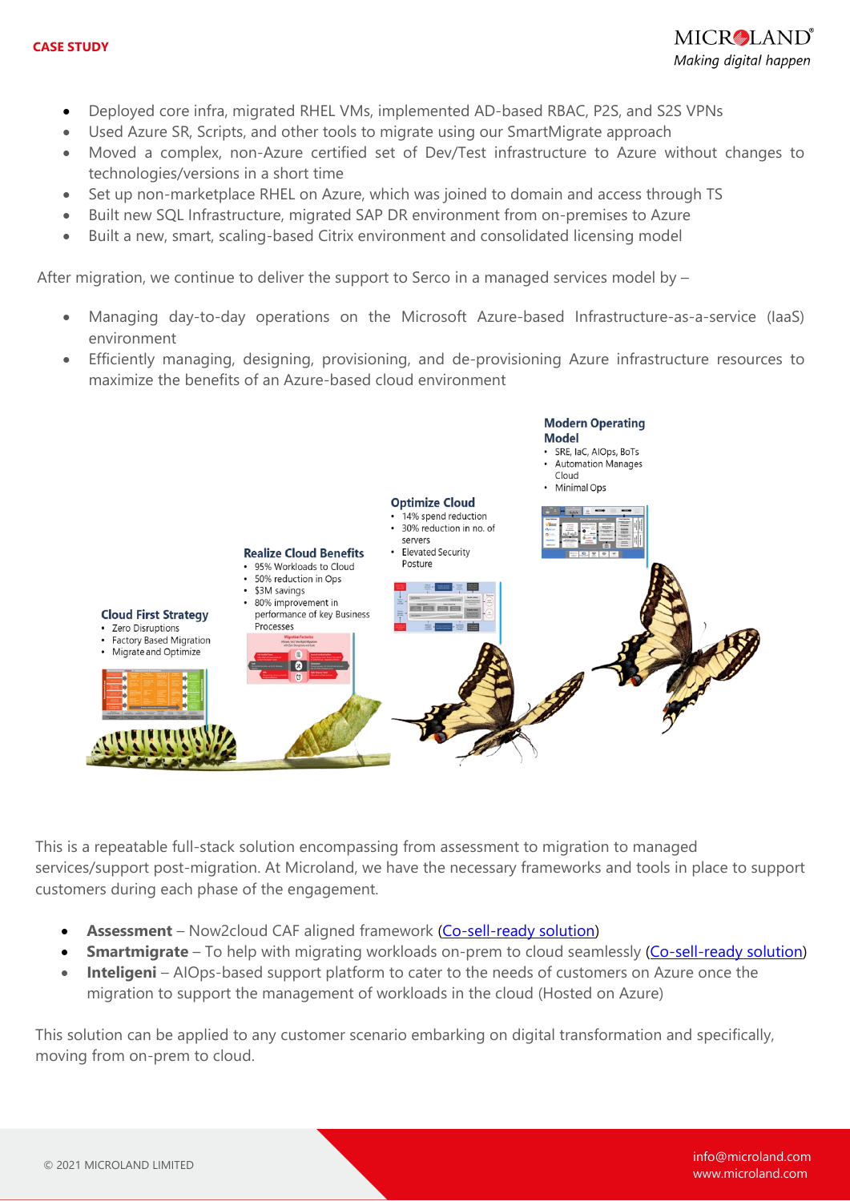- Deployed core infra, migrated RHEL VMs, implemented AD-based RBAC, P2S, and S2S VPNs
- Used Azure SR, Scripts, and other tools to migrate using our SmartMigrate approach
- Moved a complex, non-Azure certified set of Dev/Test infrastructure to Azure without changes to technologies/versions in a short time
- Set up non-marketplace RHEL on Azure, which was joined to domain and access through TS
- Built new SQL Infrastructure, migrated SAP DR environment from on-premises to Azure
- Built a new, smart, scaling-based Citrix environment and consolidated licensing model

After migration, we continue to deliver the support to Serco in a managed services model by –

- Managing day-to-day operations on the Microsoft Azure-based Infrastructure-as-a-service (IaaS) environment
- Efficiently managing, designing, provisioning, and de-provisioning Azure infrastructure resources to maximize the benefits of an Azure-based cloud environment

**Cloud First Strategy**
- Zero Disruptions
- Factory Based Migration
- Migrate and Optimize

**Realize Cloud Benefits**
- 95% Workloads to Cloud
- 50% reduction in Ops
- $3M savings
- 80% improvement in performance of key Business Processes

**Optimize Cloud**
- 14% spend reduction
- 30% reduction in no. of servers
- Elevated Security Posture

**Modern Operating Model**
- SRE, IaC, AIOps, BoTs
- Automation Manages Cloud
- Minimal Ops

This is a repeatable full-stack solution encompassing from assessment to migration to managed services/support post-migration. At Microland, we have the necessary frameworks and tools in place to support customers during each phase of the engagement.

- **Assessment** – Now2cloud CAF aligned framework (Co-sell-ready solution)
- **Smartmigrate** – To help with migrating workloads on-prem to cloud seamlessly (Co-sell-ready solution)
- **Inteligeni** – AIOps-based support platform to cater to the needs of customers on Azure once the migration to support the management of workloads in the cloud (Hosted on Azure)

This solution can be applied to any customer scenario embarking on digital transformation and specifically, moving from on-prem to cloud.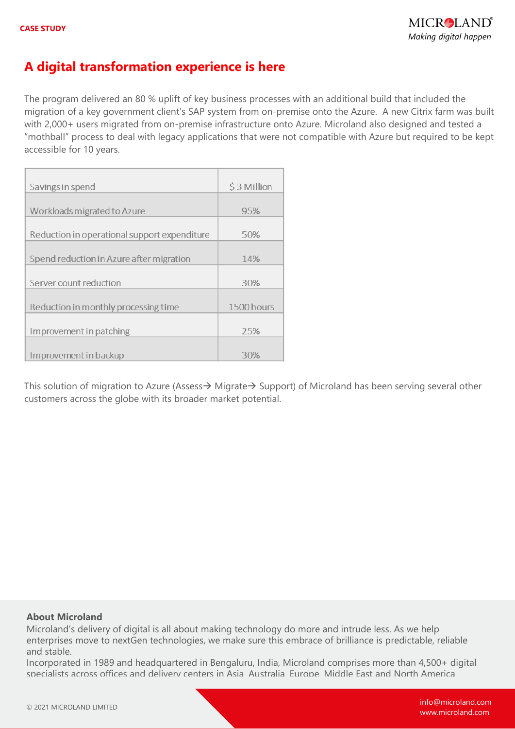## A digital transformation experience is here

The program delivered an 80 % uplift of key business processes with an additional build that included the migration of a key government client's SAP system from on-premise onto the Azure. A new Citrix farm was built with 2,000+ users migrated from on-premise infrastructure onto Azure. Microland also designed and tested a "mothball" process to deal with legacy applications that were not compatible with Azure but required to be kept accessible for 10 years.

| | |
|---|---|
| Savings in spend | $ 3 Million |
| Workloads migrated to Azure | 95% |
| Reduction in operational support expenditure | 50% |
| Spend reduction in Azure after migration | 14% |
| Server count reduction | 30% |
| Reduction in monthly processing time | 1500 hours |
| Improvement in patching | 25% |
| Improvement in backup | 30% |

This solution of migration to Azure (Assess→ Migrate→ Support) of Microland has been serving several other customers across the globe with its broader market potential.

**About Microland**

Microland's delivery of digital is all about making technology do more and intrude less. As we help enterprises move to nextGen technologies, we make sure this embrace of brilliance is predictable, reliable and stable.

Incorporated in 1989 and headquartered in Bengaluru, India, Microland comprises more than 4,500+ digital specialists across offices and delivery centers in Asia, Australia, Europe, Middle East and North America

© 2021 MICROLAND LIMITED

info@microland.com
www.microland.com